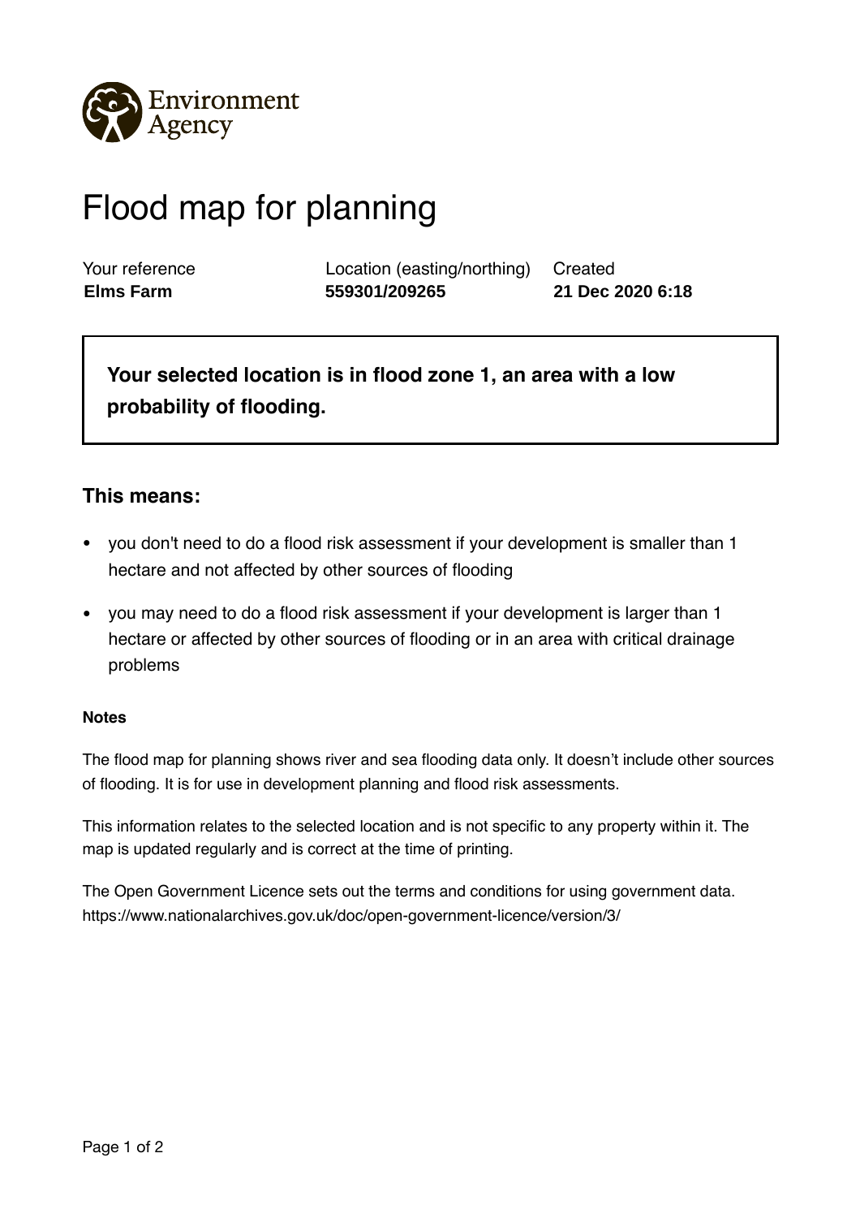Environment Agency

# Flood map for planning

| Your reference | Location (easting/northing) | Created |
| --- | --- | --- |
| **Elms Farm** | **559301/209265** | **21 Dec 2020 6:18** |

**Your selected location is in flood zone 1, an area with a low probability of flooding.**

## This means:

- you don't need to do a flood risk assessment if your development is smaller than 1 hectare and not affected by other sources of flooding
- you may need to do a flood risk assessment if your development is larger than 1 hectare or affected by other sources of flooding or in an area with critical drainage problems

#### Notes

The flood map for planning shows river and sea flooding data only. It doesn't include other sources of flooding. It is for use in development planning and flood risk assessments.

This information relates to the selected location and is not specific to any property within it. The map is updated regularly and is correct at the time of printing.

The Open Government Licence sets out the terms and conditions for using government data. https://www.nationalarchives.gov.uk/doc/open-government-licence/version/3/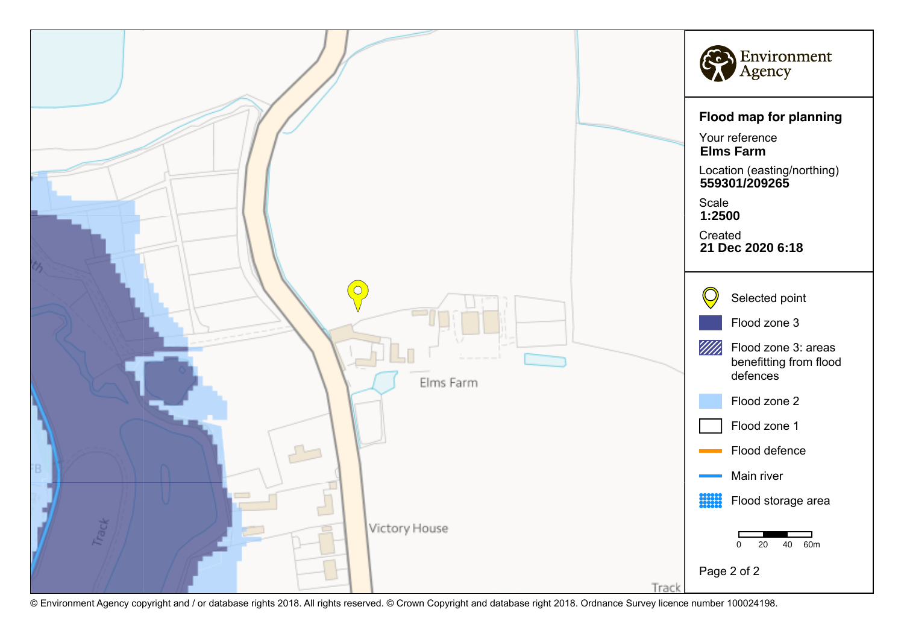Environment Agency

## Flood map for planning

Your reference
**Elms Farm**

Location (easting/northing)
**559301/209265**

Scale
**1:2500**

Created
**21 Dec 2020 6:18**

Selected point

Flood zone 3

Flood zone 3: areas benefitting from flood defences

Flood zone 2

Flood zone 1

Flood defence

Main river

Flood storage area

0 20 40 60m

Elms Farm

Victory House

Track

Track

FB

© Environment Agency copyright and / or database rights 2018. All rights reserved. © Crown Copyright and database right 2018. Ordnance Survey licence number 100024198.